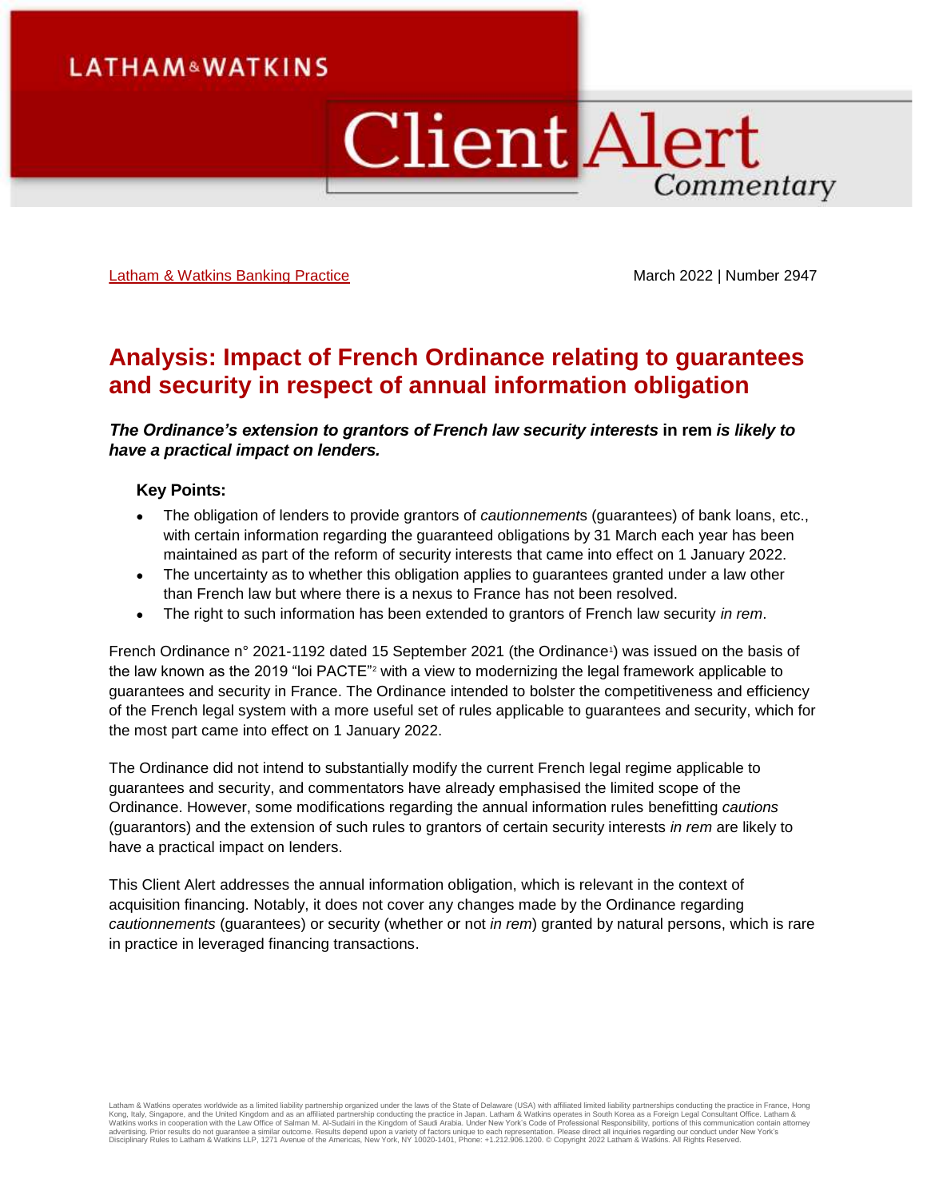LATHAM&WATKINS

# Client Alert Commentary

Latham & Watkins Banking Practice

March 2022 | Number 2947

# Analysis: Impact of French Ordinance relating to guarantees and security in respect of annual information obligation

***The Ordinance's extension to grantors of French law security interests* in rem *is likely to have a practical impact on lenders.***

### Key Points:

- The obligation of lenders to provide grantors of *cautionnement*s (guarantees) of bank loans, etc., with certain information regarding the guaranteed obligations by 31 March each year has been maintained as part of the reform of security interests that came into effect on 1 January 2022.
- The uncertainty as to whether this obligation applies to guarantees granted under a law other than French law but where there is a nexus to France has not been resolved.
- The right to such information has been extended to grantors of French law security *in rem*.

French Ordinance n° 2021-1192 dated 15 September 2021 (the Ordinance[1]) was issued on the basis of the law known as the 2019 "loi PACTE"[2] with a view to modernizing the legal framework applicable to guarantees and security in France. The Ordinance intended to bolster the competitiveness and efficiency of the French legal system with a more useful set of rules applicable to guarantees and security, which for the most part came into effect on 1 January 2022.

The Ordinance did not intend to substantially modify the current French legal regime applicable to guarantees and security, and commentators have already emphasised the limited scope of the Ordinance. However, some modifications regarding the annual information rules benefitting *cautions* (guarantors) and the extension of such rules to grantors of certain security interests *in rem* are likely to have a practical impact on lenders.

This Client Alert addresses the annual information obligation, which is relevant in the context of acquisition financing. Notably, it does not cover any changes made by the Ordinance regarding *cautionnements* (guarantees) or security (whether or not *in rem*) granted by natural persons, which is rare in practice in leveraged financing transactions.

Latham & Watkins operates worldwide as a limited liability partnership organized under the laws of the State of Delaware (USA) with affiliated limited liability partnerships conducting the practice in France, Hong Kong, Italy, Singapore, and the United Kingdom and as an affiliated partnership conducting the practice in Japan. Latham & Watkins operates in South Korea as a Foreign Legal Consultant Office. Latham & Watkins works in cooperation with the Law Office of Salman M. Al-Sudairi in the Kingdom of Saudi Arabia. Under New York's Code of Professional Responsibility, portions of this communication contain attorney advertising. Prior results do not guarantee a similar outcome. Results depend upon a variety of factors unique to each representation. Please direct all inquiries regarding our conduct under New York's Disciplinary Rules to Latham & Watkins LLP, 1271 Avenue of the Americas, New York, NY 10020-1401, Phone: +1.212.906.1200. © Copyright 2022 Latham & Watkins. All Rights Reserved.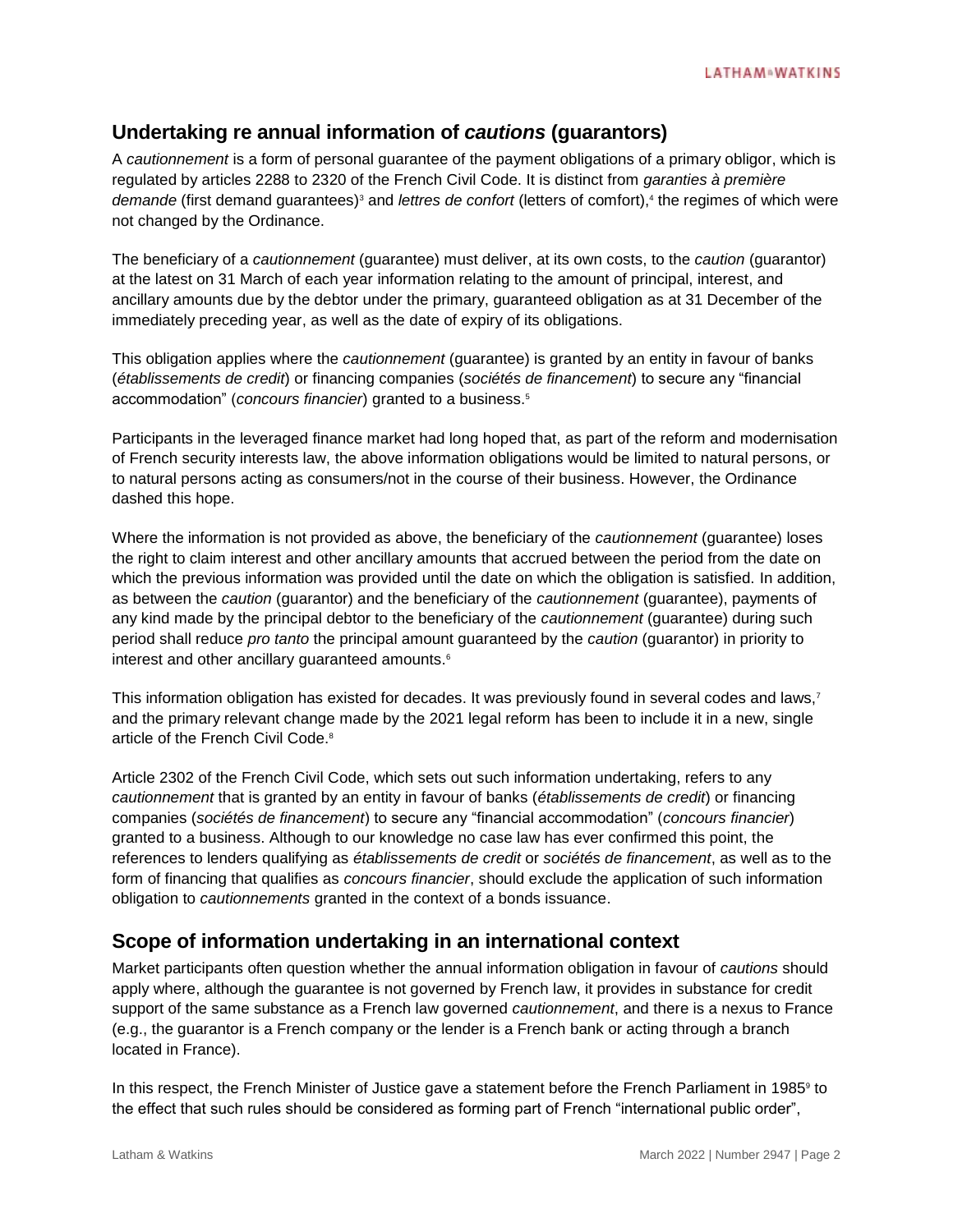## Undertaking re annual information of *cautions* (guarantors)

A *cautionnement* is a form of personal guarantee of the payment obligations of a primary obligor, which is regulated by articles 2288 to 2320 of the French Civil Code. It is distinct from *garanties à première demande* (first demand guarantees)[3] and *lettres de confort* (letters of comfort),[4] the regimes of which were not changed by the Ordinance.

The beneficiary of a *cautionnement* (guarantee) must deliver, at its own costs, to the *caution* (guarantor) at the latest on 31 March of each year information relating to the amount of principal, interest, and ancillary amounts due by the debtor under the primary, guaranteed obligation as at 31 December of the immediately preceding year, as well as the date of expiry of its obligations.

This obligation applies where the *cautionnement* (guarantee) is granted by an entity in favour of banks (*établissements de credit*) or financing companies (*sociétés de financement*) to secure any "financial accommodation" (*concours financier*) granted to a business.[5]

Participants in the leveraged finance market had long hoped that, as part of the reform and modernisation of French security interests law, the above information obligations would be limited to natural persons, or to natural persons acting as consumers/not in the course of their business. However, the Ordinance dashed this hope.

Where the information is not provided as above, the beneficiary of the *cautionnement* (guarantee) loses the right to claim interest and other ancillary amounts that accrued between the period from the date on which the previous information was provided until the date on which the obligation is satisfied. In addition, as between the *caution* (guarantor) and the beneficiary of the *cautionnement* (guarantee), payments of any kind made by the principal debtor to the beneficiary of the *cautionnement* (guarantee) during such period shall reduce *pro tanto* the principal amount guaranteed by the *caution* (guarantor) in priority to interest and other ancillary guaranteed amounts.[6]

This information obligation has existed for decades. It was previously found in several codes and laws,[7] and the primary relevant change made by the 2021 legal reform has been to include it in a new, single article of the French Civil Code.[8]

Article 2302 of the French Civil Code, which sets out such information undertaking, refers to any *cautionnement* that is granted by an entity in favour of banks (*établissements de credit*) or financing companies (*sociétés de financement*) to secure any "financial accommodation" (*concours financier*) granted to a business. Although to our knowledge no case law has ever confirmed this point, the references to lenders qualifying as *établissements de credit* or *sociétés de financement*, as well as to the form of financing that qualifies as *concours financier*, should exclude the application of such information obligation to *cautionnements* granted in the context of a bonds issuance.

## Scope of information undertaking in an international context

Market participants often question whether the annual information obligation in favour of *cautions* should apply where, although the guarantee is not governed by French law, it provides in substance for credit support of the same substance as a French law governed *cautionnement*, and there is a nexus to France (e.g., the guarantor is a French company or the lender is a French bank or acting through a branch located in France).

In this respect, the French Minister of Justice gave a statement before the French Parliament in 1985[9] to the effect that such rules should be considered as forming part of French "international public order",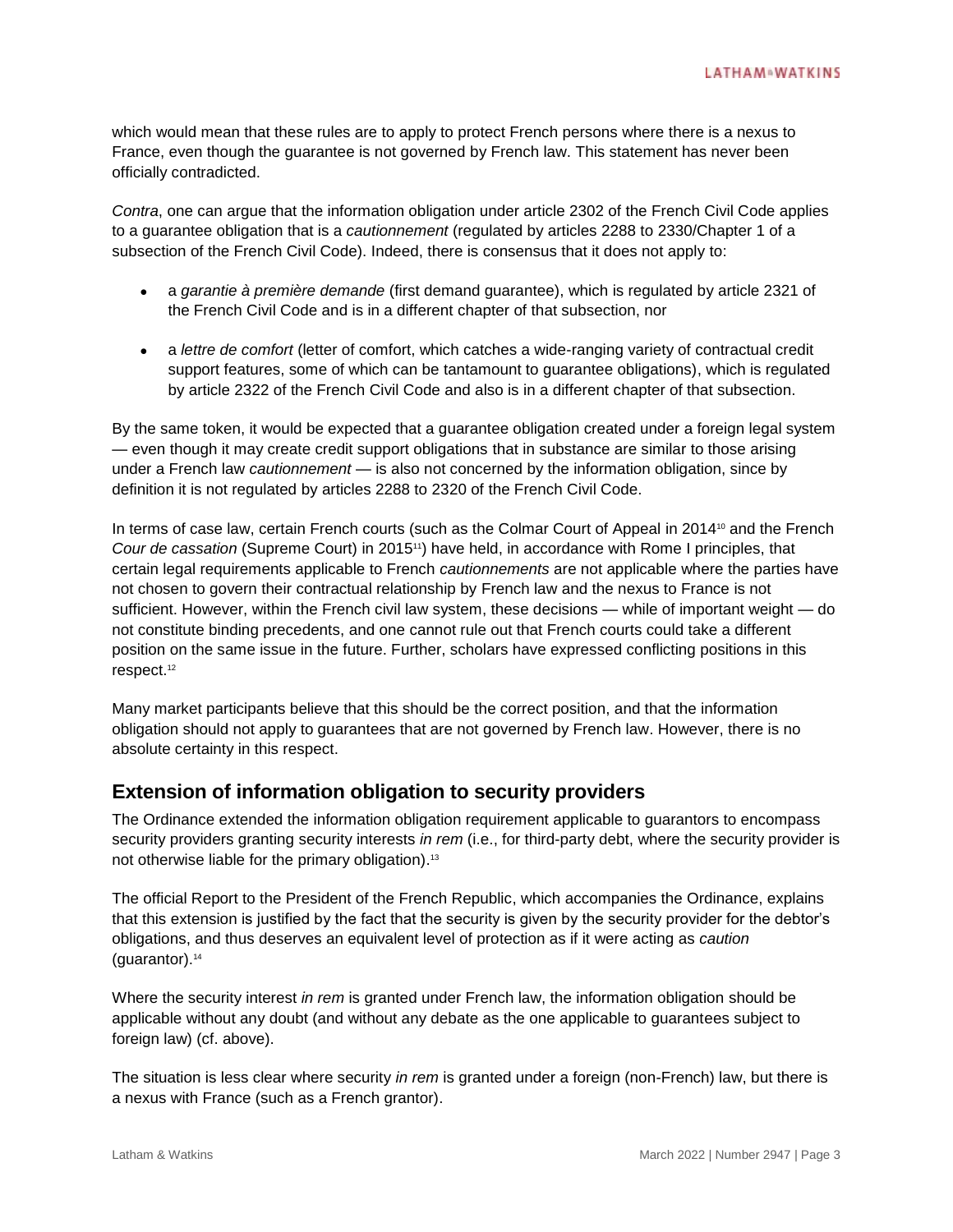which would mean that these rules are to apply to protect French persons where there is a nexus to France, even though the guarantee is not governed by French law. This statement has never been officially contradicted.

*Contra*, one can argue that the information obligation under article 2302 of the French Civil Code applies to a guarantee obligation that is a *cautionnement* (regulated by articles 2288 to 2330/Chapter 1 of a subsection of the French Civil Code). Indeed, there is consensus that it does not apply to:

- a *garantie à première demande* (first demand guarantee), which is regulated by article 2321 of the French Civil Code and is in a different chapter of that subsection, nor
- a *lettre de comfort* (letter of comfort, which catches a wide-ranging variety of contractual credit support features, some of which can be tantamount to guarantee obligations), which is regulated by article 2322 of the French Civil Code and also is in a different chapter of that subsection.

By the same token, it would be expected that a guarantee obligation created under a foreign legal system — even though it may create credit support obligations that in substance are similar to those arising under a French law *cautionnement* — is also not concerned by the information obligation, since by definition it is not regulated by articles 2288 to 2320 of the French Civil Code.

In terms of case law, certain French courts (such as the Colmar Court of Appeal in 2014[10] and the French *Cour de cassation* (Supreme Court) in 2015[11]) have held, in accordance with Rome I principles, that certain legal requirements applicable to French *cautionnements* are not applicable where the parties have not chosen to govern their contractual relationship by French law and the nexus to France is not sufficient. However, within the French civil law system, these decisions — while of important weight — do not constitute binding precedents, and one cannot rule out that French courts could take a different position on the same issue in the future. Further, scholars have expressed conflicting positions in this respect.[12]

Many market participants believe that this should be the correct position, and that the information obligation should not apply to guarantees that are not governed by French law. However, there is no absolute certainty in this respect.

## Extension of information obligation to security providers

The Ordinance extended the information obligation requirement applicable to guarantors to encompass security providers granting security interests *in rem* (i.e., for third-party debt, where the security provider is not otherwise liable for the primary obligation).[13]

The official Report to the President of the French Republic, which accompanies the Ordinance, explains that this extension is justified by the fact that the security is given by the security provider for the debtor's obligations, and thus deserves an equivalent level of protection as if it were acting as *caution* (guarantor).[14]

Where the security interest *in rem* is granted under French law, the information obligation should be applicable without any doubt (and without any debate as the one applicable to guarantees subject to foreign law) (cf. above).

The situation is less clear where security *in rem* is granted under a foreign (non-French) law, but there is a nexus with France (such as a French grantor).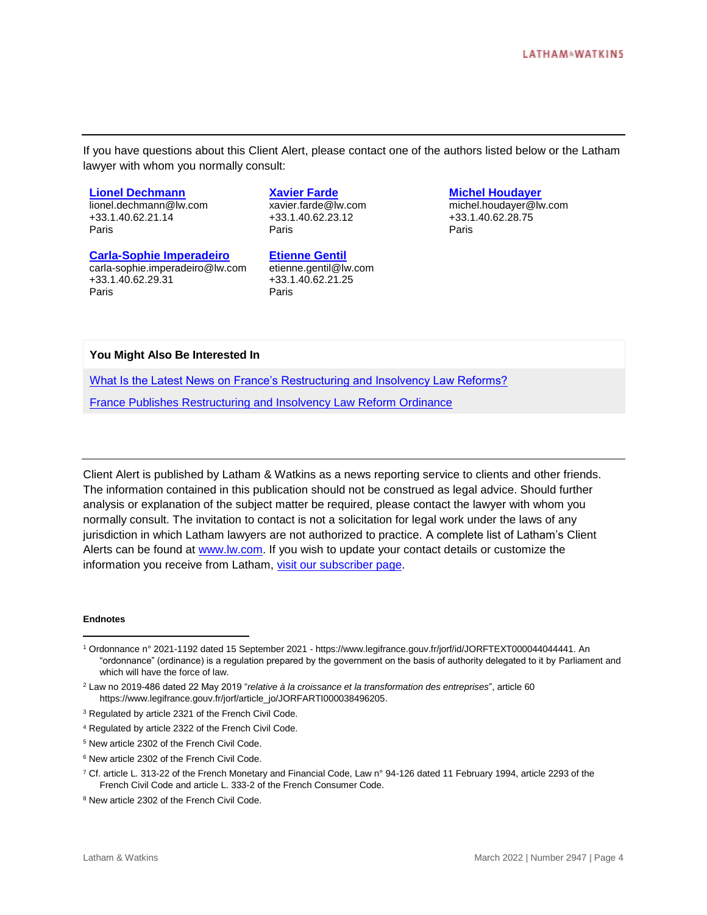If you have questions about this Client Alert, please contact one of the authors listed below or the Latham lawyer with whom you normally consult:

**Lionel Dechmann**
lionel.dechmann@lw.com
+33.1.40.62.21.14
Paris

**Xavier Farde**
xavier.farde@lw.com
+33.1.40.62.23.12
Paris

**Michel Houdayer**
michel.houdayer@lw.com
+33.1.40.62.28.75
Paris

**Carla-Sophie Imperadeiro**
carla-sophie.imperadeiro@lw.com
+33.1.40.62.29.31
Paris

**Etienne Gentil**
etienne.gentil@lw.com
+33.1.40.62.21.25
Paris

**You Might Also Be Interested In**

What Is the Latest News on France's Restructuring and Insolvency Law Reforms?

France Publishes Restructuring and Insolvency Law Reform Ordinance

Client Alert is published by Latham & Watkins as a news reporting service to clients and other friends. The information contained in this publication should not be construed as legal advice. Should further analysis or explanation of the subject matter be required, please contact the lawyer with whom you normally consult. The invitation to contact is not a solicitation for legal work under the laws of any jurisdiction in which Latham lawyers are not authorized to practice. A complete list of Latham's Client Alerts can be found at www.lw.com. If you wish to update your contact details or customize the information you receive from Latham, visit our subscriber page.

**Endnotes**

[1] Ordonnance n° 2021-1192 dated 15 September 2021 - https://www.legifrance.gouv.fr/jorf/id/JORFTEXT000044044441. An "ordonnance" (ordinance) is a regulation prepared by the government on the basis of authority delegated to it by Parliament and which will have the force of law.

[2] Law no 2019-486 dated 22 May 2019 "*relative à la croissance et la transformation des entreprises*", article 60 https://www.legifrance.gouv.fr/jorf/article_jo/JORFARTI000038496205.

[3] Regulated by article 2321 of the French Civil Code.

[4] Regulated by article 2322 of the French Civil Code.

[5] New article 2302 of the French Civil Code.

[6] New article 2302 of the French Civil Code.

[7] Cf. article L. 313-22 of the French Monetary and Financial Code, Law n° 94-126 dated 11 February 1994, article 2293 of the French Civil Code and article L. 333-2 of the French Consumer Code.

[8] New article 2302 of the French Civil Code.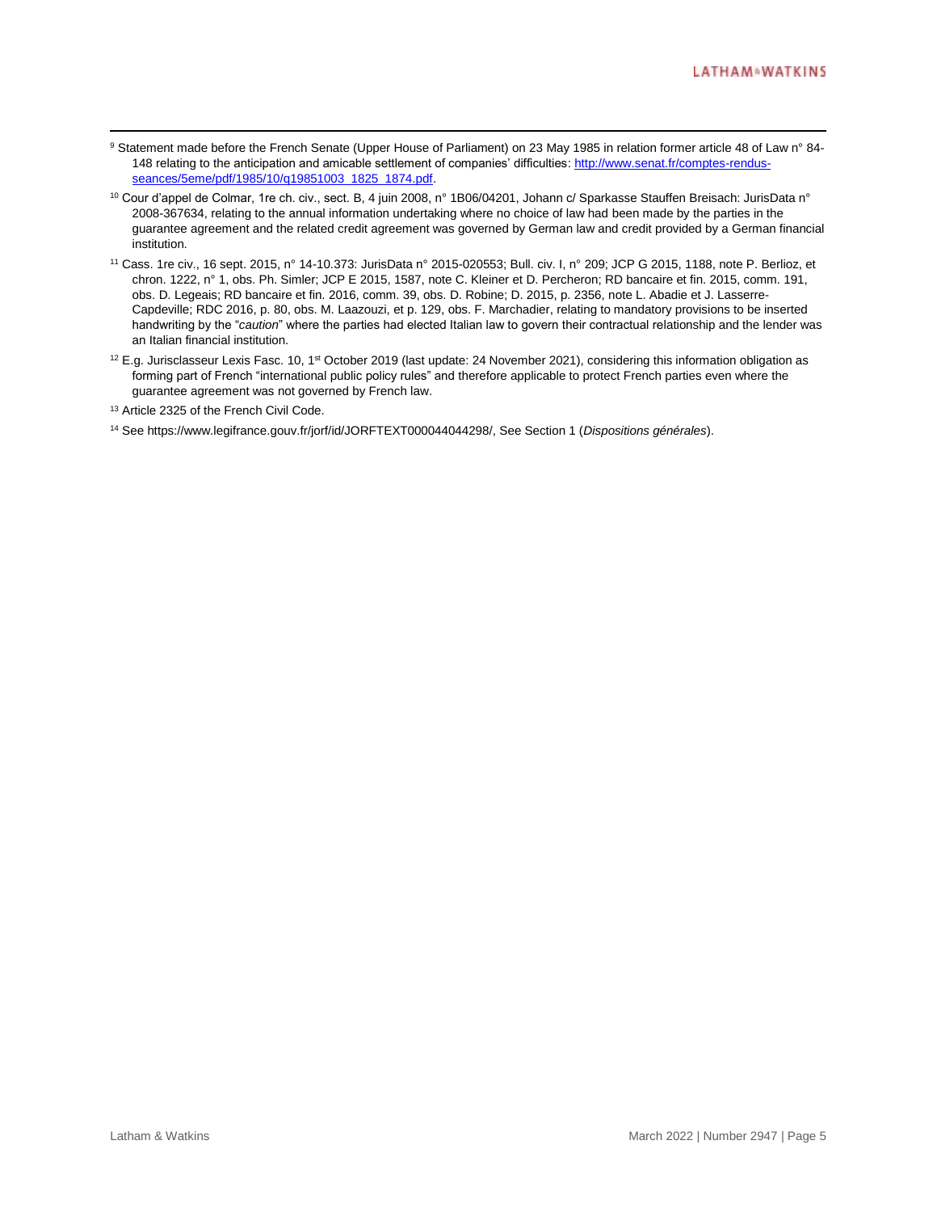[9] Statement made before the French Senate (Upper House of Parliament) on 23 May 1985 in relation former article 48 of Law n° 84-148 relating to the anticipation and amicable settlement of companies' difficulties: [http://www.senat.fr/comptes-rendus-seances/5eme/pdf/1985/10/q19851003_1825_1874.pdf](http://www.senat.fr/comptes-rendus-seances/5eme/pdf/1985/10/q19851003_1825_1874.pdf).

[10] Cour d'appel de Colmar, 1re ch. civ., sect. B, 4 juin 2008, n° 1B06/04201, Johann c/ Sparkasse Stauffen Breisach: JurisData n° 2008-367634, relating to the annual information undertaking where no choice of law had been made by the parties in the guarantee agreement and the related credit agreement was governed by German law and credit provided by a German financial institution.

[11] Cass. 1re civ., 16 sept. 2015, n° 14-10.373: JurisData n° 2015-020553; Bull. civ. I, n° 209; JCP G 2015, 1188, note P. Berlioz, et chron. 1222, n° 1, obs. Ph. Simler; JCP E 2015, 1587, note C. Kleiner et D. Percheron; RD bancaire et fin. 2015, comm. 191, obs. D. Legeais; RD bancaire et fin. 2016, comm. 39, obs. D. Robine; D. 2015, p. 2356, note L. Abadie et J. Lasserre-Capdeville; RDC 2016, p. 80, obs. M. Laazouzi, et p. 129, obs. F. Marchadier, relating to mandatory provisions to be inserted handwriting by the "*caution*" where the parties had elected Italian law to govern their contractual relationship and the lender was an Italian financial institution.

[12] E.g. Jurisclasseur Lexis Fasc. 10, 1st October 2019 (last update: 24 November 2021), considering this information obligation as forming part of French "international public policy rules" and therefore applicable to protect French parties even where the guarantee agreement was not governed by French law.

[13] Article 2325 of the French Civil Code.

[14] See https://www.legifrance.gouv.fr/jorf/id/JORFTEXT000044044298/, See Section 1 (*Dispositions générales*).